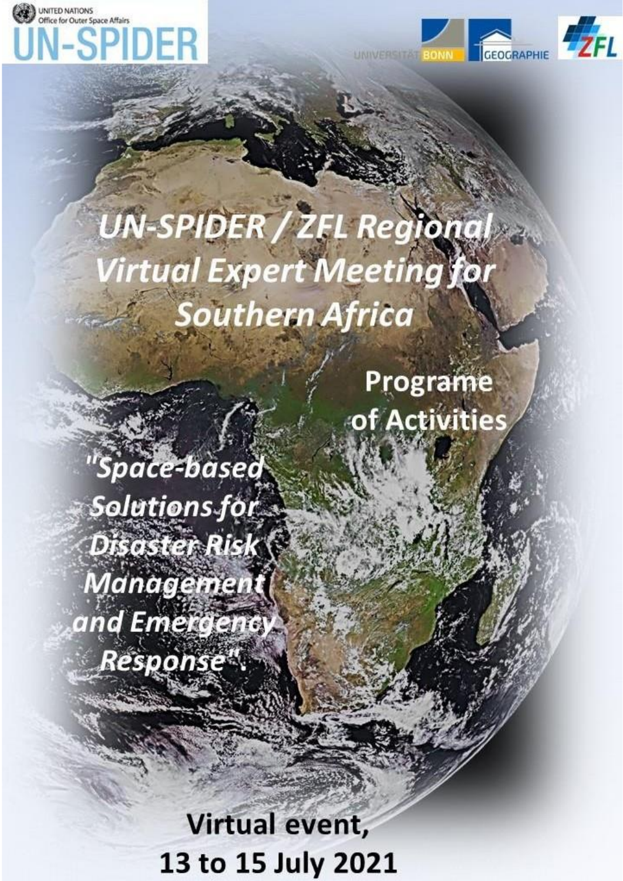UNITED NATIONS
Office for Outer Space Affairs

UN-SPIDER

UNIVERSITÄT BONN | GEOGRAPHIE | ZFL

# UN-SPIDER / ZFL Regional Virtual Expert Meeting for Southern Africa

## Programe of Activities

*"Space-based Solutions for Disaster Risk Management and Emergency Response".*

**Virtual event,**
**13 to 15 July 2021**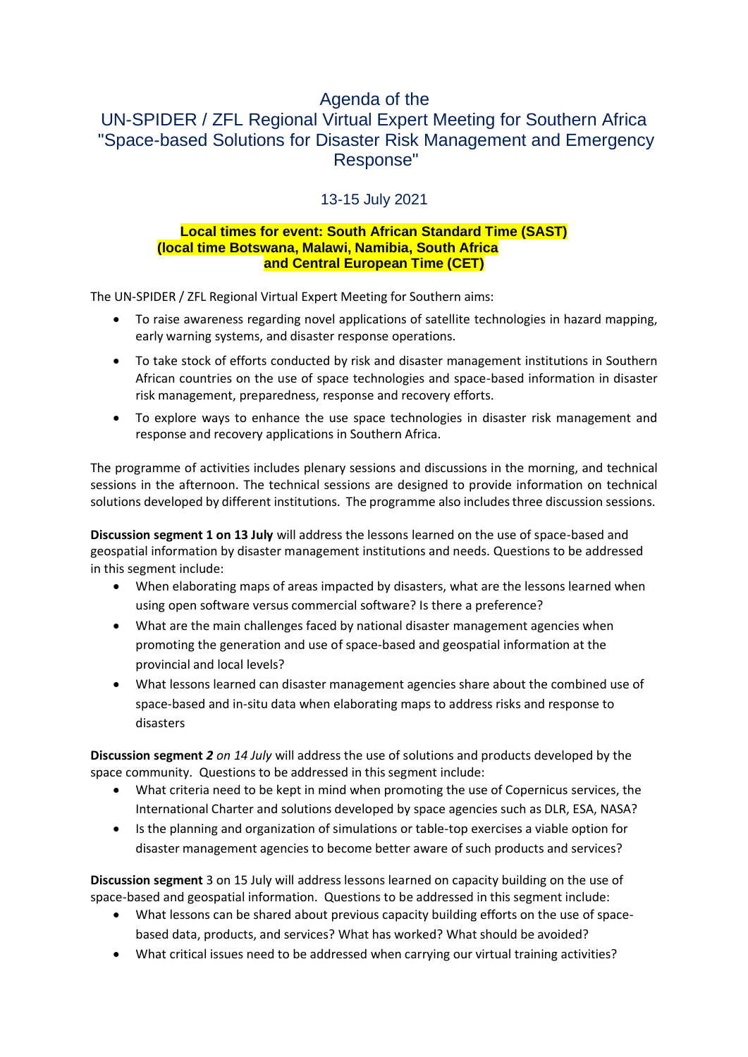# Agenda of the UN-SPIDER / ZFL Regional Virtual Expert Meeting for Southern Africa "Space-based Solutions for Disaster Risk Management and Emergency Response"

## 13-15 July 2021

**Local times for event: South African Standard Time (SAST)**
**(local time Botswana, Malawi, Namibia, South Africa**
**and Central European Time (CET)**

The UN-SPIDER / ZFL Regional Virtual Expert Meeting for Southern aims:

- To raise awareness regarding novel applications of satellite technologies in hazard mapping, early warning systems, and disaster response operations.
- To take stock of efforts conducted by risk and disaster management institutions in Southern African countries on the use of space technologies and space-based information in disaster risk management, preparedness, response and recovery efforts.
- To explore ways to enhance the use space technologies in disaster risk management and response and recovery applications in Southern Africa.

The programme of activities includes plenary sessions and discussions in the morning, and technical sessions in the afternoon. The technical sessions are designed to provide information on technical solutions developed by different institutions. The programme also includes three discussion sessions.

**Discussion segment 1 on 13 July** will address the lessons learned on the use of space-based and geospatial information by disaster management institutions and needs. Questions to be addressed in this segment include:

- When elaborating maps of areas impacted by disasters, what are the lessons learned when using open software versus commercial software? Is there a preference?
- What are the main challenges faced by national disaster management agencies when promoting the generation and use of space-based and geospatial information at the provincial and local levels?
- What lessons learned can disaster management agencies share about the combined use of space-based and in-situ data when elaborating maps to address risks and response to disasters

**Discussion segment *2 on 14 July*** will address the use of solutions and products developed by the space community. Questions to be addressed in this segment include:

- What criteria need to be kept in mind when promoting the use of Copernicus services, the International Charter and solutions developed by space agencies such as DLR, ESA, NASA?
- Is the planning and organization of simulations or table-top exercises a viable option for disaster management agencies to become better aware of such products and services?

**Discussion segment** 3 on 15 July will address lessons learned on capacity building on the use of space-based and geospatial information. Questions to be addressed in this segment include:

- What lessons can be shared about previous capacity building efforts on the use of space-based data, products, and services? What has worked? What should be avoided?
- What critical issues need to be addressed when carrying our virtual training activities?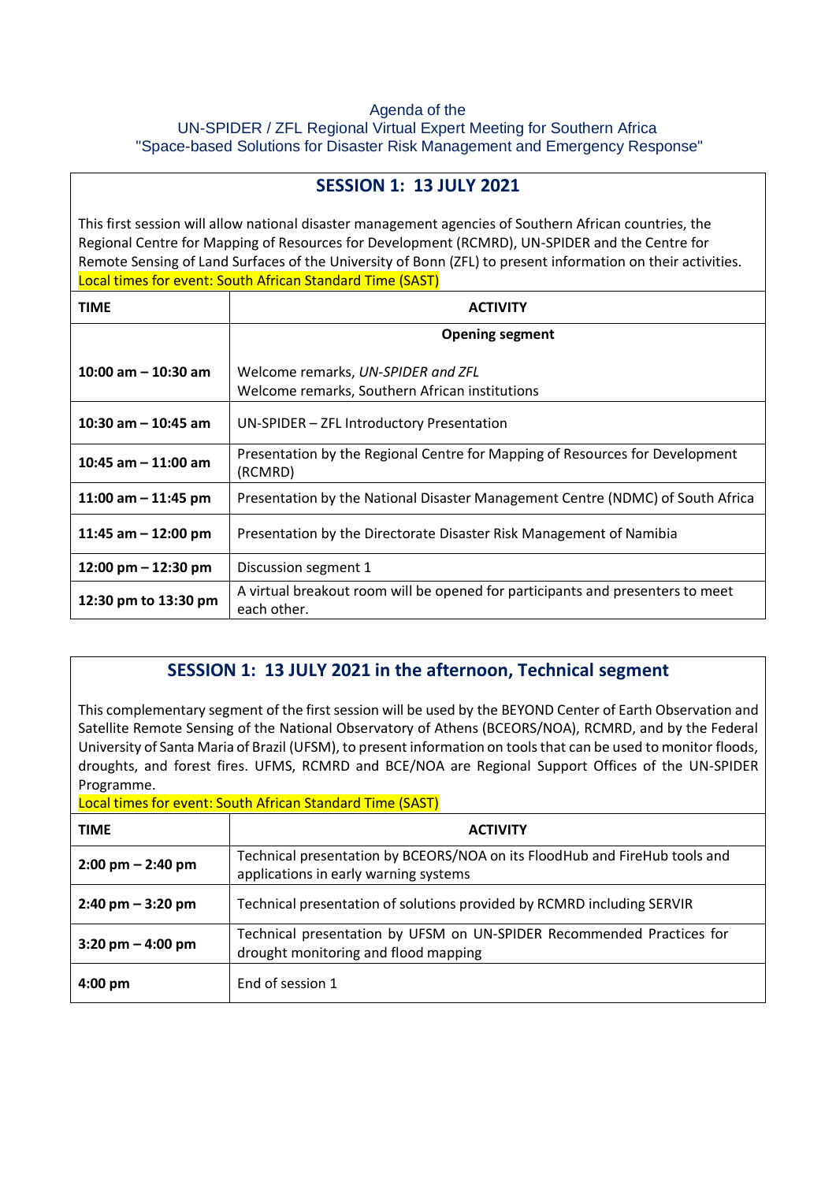Agenda of the
UN-SPIDER / ZFL Regional Virtual Expert Meeting for Southern Africa
"Space-based Solutions for Disaster Risk Management and Emergency Response"

## SESSION 1: 13 JULY 2021

This first session will allow national disaster management agencies of Southern African countries, the Regional Centre for Mapping of Resources for Development (RCMRD), UN-SPIDER and the Centre for Remote Sensing of Land Surfaces of the University of Bonn (ZFL) to present information on their activities.
Local times for event: South African Standard Time (SAST)

| TIME | ACTIVITY |
|---|---|
| 10:00 am – 10:30 am | **Opening segment**<br><br>Welcome remarks, *UN-SPIDER and ZFL*<br>Welcome remarks, Southern African institutions |
| 10:30 am – 10:45 am | UN-SPIDER – ZFL Introductory Presentation |
| 10:45 am – 11:00 am | Presentation by the Regional Centre for Mapping of Resources for Development (RCMRD) |
| 11:00 am – 11:45 pm | Presentation by the National Disaster Management Centre (NDMC) of South Africa |
| 11:45 am – 12:00 pm | Presentation by the Directorate Disaster Risk Management of Namibia |
| 12:00 pm – 12:30 pm | Discussion segment 1 |
| 12:30 pm to 13:30 pm | A virtual breakout room will be opened for participants and presenters to meet each other. |

## SESSION 1: 13 JULY 2021 in the afternoon, Technical segment

This complementary segment of the first session will be used by the BEYOND Center of Earth Observation and Satellite Remote Sensing of the National Observatory of Athens (BCEORS/NOA), RCMRD, and by the Federal University of Santa Maria of Brazil (UFSM), to present information on tools that can be used to monitor floods, droughts, and forest fires. UFMS, RCMRD and BCE/NOA are Regional Support Offices of the UN-SPIDER Programme.
Local times for event: South African Standard Time (SAST)

| TIME | ACTIVITY |
|---|---|
| 2:00 pm – 2:40 pm | Technical presentation by BCEORS/NOA on its FloodHub and FireHub tools and applications in early warning systems |
| 2:40 pm – 3:20 pm | Technical presentation of solutions provided by RCMRD including SERVIR |
| 3:20 pm – 4:00 pm | Technical presentation by UFSM on UN-SPIDER Recommended Practices for drought monitoring and flood mapping |
| 4:00 pm | End of session 1 |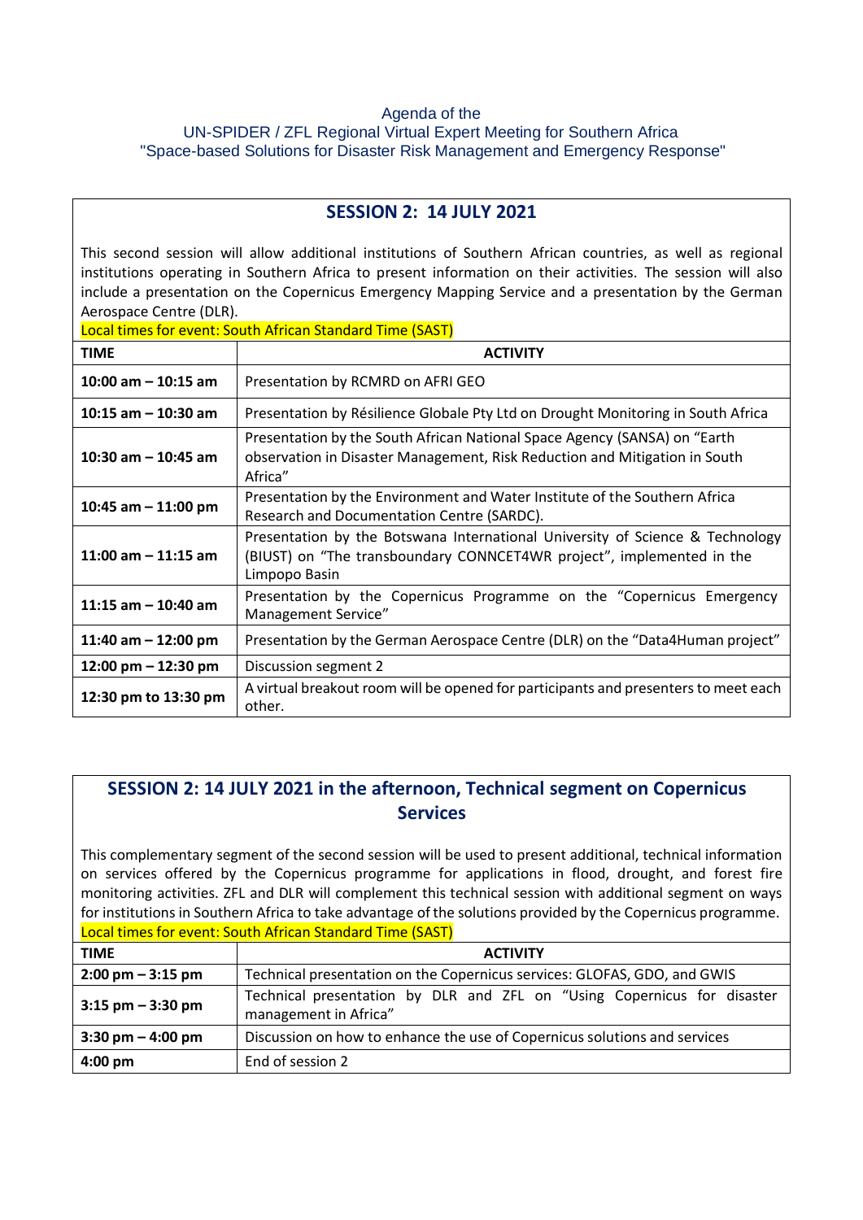Agenda of the
UN-SPIDER / ZFL Regional Virtual Expert Meeting for Southern Africa
"Space-based Solutions for Disaster Risk Management and Emergency Response"

## SESSION 2: 14 JULY 2021

This second session will allow additional institutions of Southern African countries, as well as regional institutions operating in Southern Africa to present information on their activities. The session will also include a presentation on the Copernicus Emergency Mapping Service and a presentation by the German Aerospace Centre (DLR).

Local times for event: South African Standard Time (SAST)

| TIME | ACTIVITY |
|---|---|
| **10:00 am – 10:15 am** | Presentation by RCMRD on AFRI GEO |
| **10:15 am – 10:30 am** | Presentation by Résilience Globale Pty Ltd on Drought Monitoring in South Africa |
| **10:30 am – 10:45 am** | Presentation by the South African National Space Agency (SANSA) on "Earth observation in Disaster Management, Risk Reduction and Mitigation in South Africa" |
| **10:45 am – 11:00 pm** | Presentation by the Environment and Water Institute of the Southern Africa Research and Documentation Centre (SARDC). |
| **11:00 am – 11:15 am** | Presentation by the Botswana International University of Science & Technology (BIUST) on "The transboundary CONNCET4WR project", implemented in the Limpopo Basin |
| **11:15 am – 10:40 am** | Presentation by the Copernicus Programme on the "Copernicus Emergency Management Service" |
| **11:40 am – 12:00 pm** | Presentation by the German Aerospace Centre (DLR) on the "Data4Human project" |
| **12:00 pm – 12:30 pm** | Discussion segment 2 |
| **12:30 pm to 13:30 pm** | A virtual breakout room will be opened for participants and presenters to meet each other. |

## SESSION 2: 14 JULY 2021 in the afternoon, Technical segment on Copernicus Services

This complementary segment of the second session will be used to present additional, technical information on services offered by the Copernicus programme for applications in flood, drought, and forest fire monitoring activities. ZFL and DLR will complement this technical session with additional segment on ways for institutions in Southern Africa to take advantage of the solutions provided by the Copernicus programme.

Local times for event: South African Standard Time (SAST)

| TIME | ACTIVITY |
|---|---|
| **2:00 pm – 3:15 pm** | Technical presentation on the Copernicus services: GLOFAS, GDO, and GWIS |
| **3:15 pm – 3:30 pm** | Technical presentation by DLR and ZFL on "Using Copernicus for disaster management in Africa" |
| **3:30 pm – 4:00 pm** | Discussion on how to enhance the use of Copernicus solutions and services |
| **4:00 pm** | End of session 2 |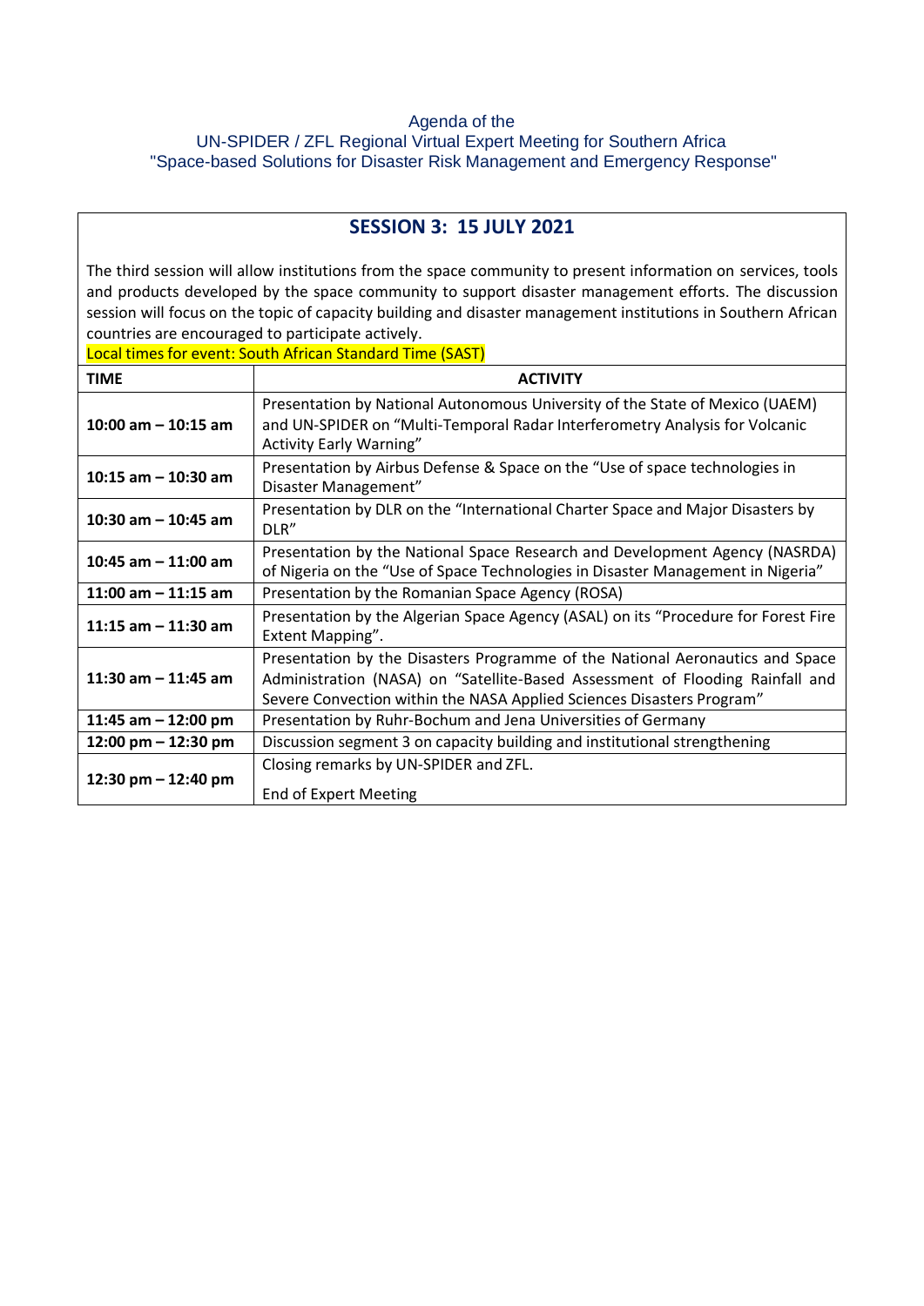Agenda of the
UN-SPIDER / ZFL Regional Virtual Expert Meeting for Southern Africa
"Space-based Solutions for Disaster Risk Management and Emergency Response"

## SESSION 3: 15 JULY 2021

The third session will allow institutions from the space community to present information on services, tools and products developed by the space community to support disaster management efforts. The discussion session will focus on the topic of capacity building and disaster management institutions in Southern African countries are encouraged to participate actively.

Local times for event: South African Standard Time (SAST)

| TIME | ACTIVITY |
|---|---|
| **10:00 am – 10:15 am** | Presentation by National Autonomous University of the State of Mexico (UAEM) and UN-SPIDER on "Multi-Temporal Radar Interferometry Analysis for Volcanic Activity Early Warning" |
| **10:15 am – 10:30 am** | Presentation by Airbus Defense & Space on the "Use of space technologies in Disaster Management" |
| **10:30 am – 10:45 am** | Presentation by DLR on the "International Charter Space and Major Disasters by DLR" |
| **10:45 am – 11:00 am** | Presentation by the National Space Research and Development Agency (NASRDA) of Nigeria on the "Use of Space Technologies in Disaster Management in Nigeria" |
| **11:00 am – 11:15 am** | Presentation by the Romanian Space Agency (ROSA) |
| **11:15 am – 11:30 am** | Presentation by the Algerian Space Agency (ASAL) on its "Procedure for Forest Fire Extent Mapping". |
| **11:30 am – 11:45 am** | Presentation by the Disasters Programme of the National Aeronautics and Space Administration (NASA) on "Satellite-Based Assessment of Flooding Rainfall and Severe Convection within the NASA Applied Sciences Disasters Program" |
| **11:45 am – 12:00 pm** | Presentation by Ruhr-Bochum and Jena Universities of Germany |
| **12:00 pm – 12:30 pm** | Discussion segment 3 on capacity building and institutional strengthening |
| **12:30 pm – 12:40 pm** | Closing remarks by UN-SPIDER and ZFL. End of Expert Meeting |